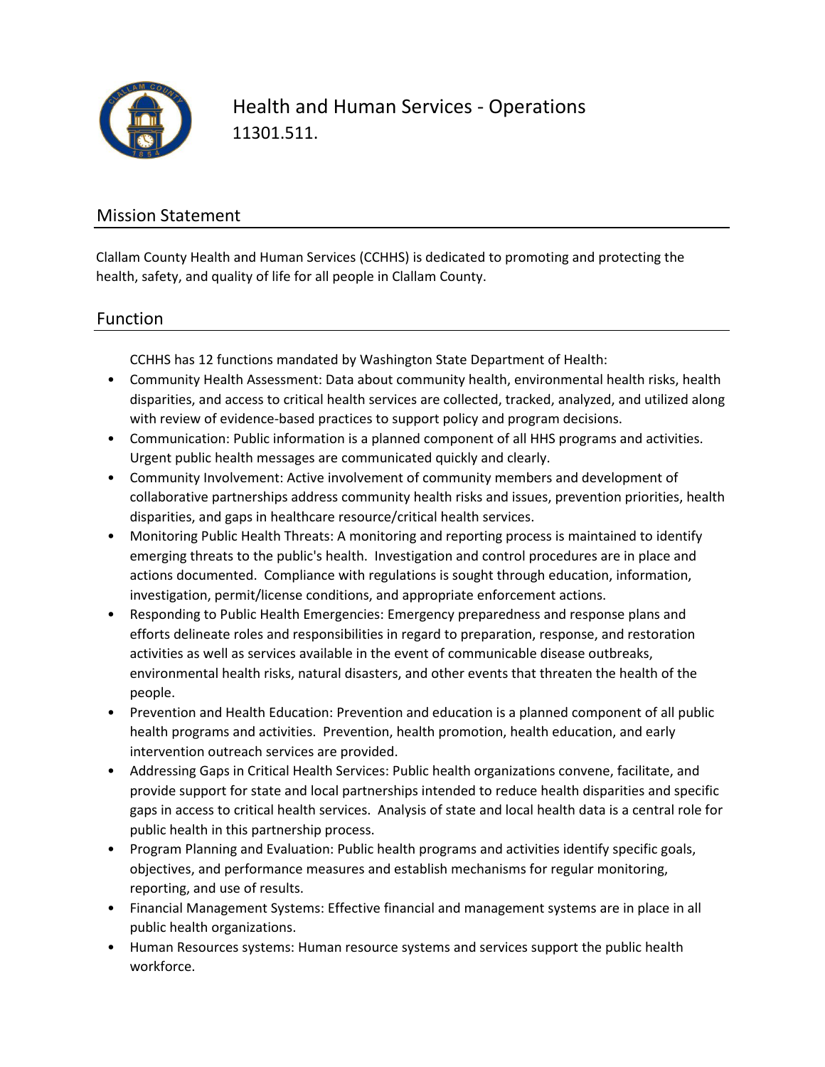# Health and Human Services - Operations

11301.511.

## Mission Statement

Clallam County Health and Human Services (CCHHS) is dedicated to promoting and protecting the health, safety, and quality of life for all people in Clallam County.

## Function

CCHHS has 12 functions mandated by Washington State Department of Health:

- Community Health Assessment: Data about community health, environmental health risks, health disparities, and access to critical health services are collected, tracked, analyzed, and utilized along with review of evidence-based practices to support policy and program decisions.
- Communication: Public information is a planned component of all HHS programs and activities. Urgent public health messages are communicated quickly and clearly.
- Community Involvement: Active involvement of community members and development of collaborative partnerships address community health risks and issues, prevention priorities, health disparities, and gaps in healthcare resource/critical health services.
- Monitoring Public Health Threats: A monitoring and reporting process is maintained to identify emerging threats to the public's health. Investigation and control procedures are in place and actions documented. Compliance with regulations is sought through education, information, investigation, permit/license conditions, and appropriate enforcement actions.
- Responding to Public Health Emergencies: Emergency preparedness and response plans and efforts delineate roles and responsibilities in regard to preparation, response, and restoration activities as well as services available in the event of communicable disease outbreaks, environmental health risks, natural disasters, and other events that threaten the health of the people.
- Prevention and Health Education: Prevention and education is a planned component of all public health programs and activities. Prevention, health promotion, health education, and early intervention outreach services are provided.
- Addressing Gaps in Critical Health Services: Public health organizations convene, facilitate, and provide support for state and local partnerships intended to reduce health disparities and specific gaps in access to critical health services. Analysis of state and local health data is a central role for public health in this partnership process.
- Program Planning and Evaluation: Public health programs and activities identify specific goals, objectives, and performance measures and establish mechanisms for regular monitoring, reporting, and use of results.
- Financial Management Systems: Effective financial and management systems are in place in all public health organizations.
- Human Resources systems: Human resource systems and services support the public health workforce.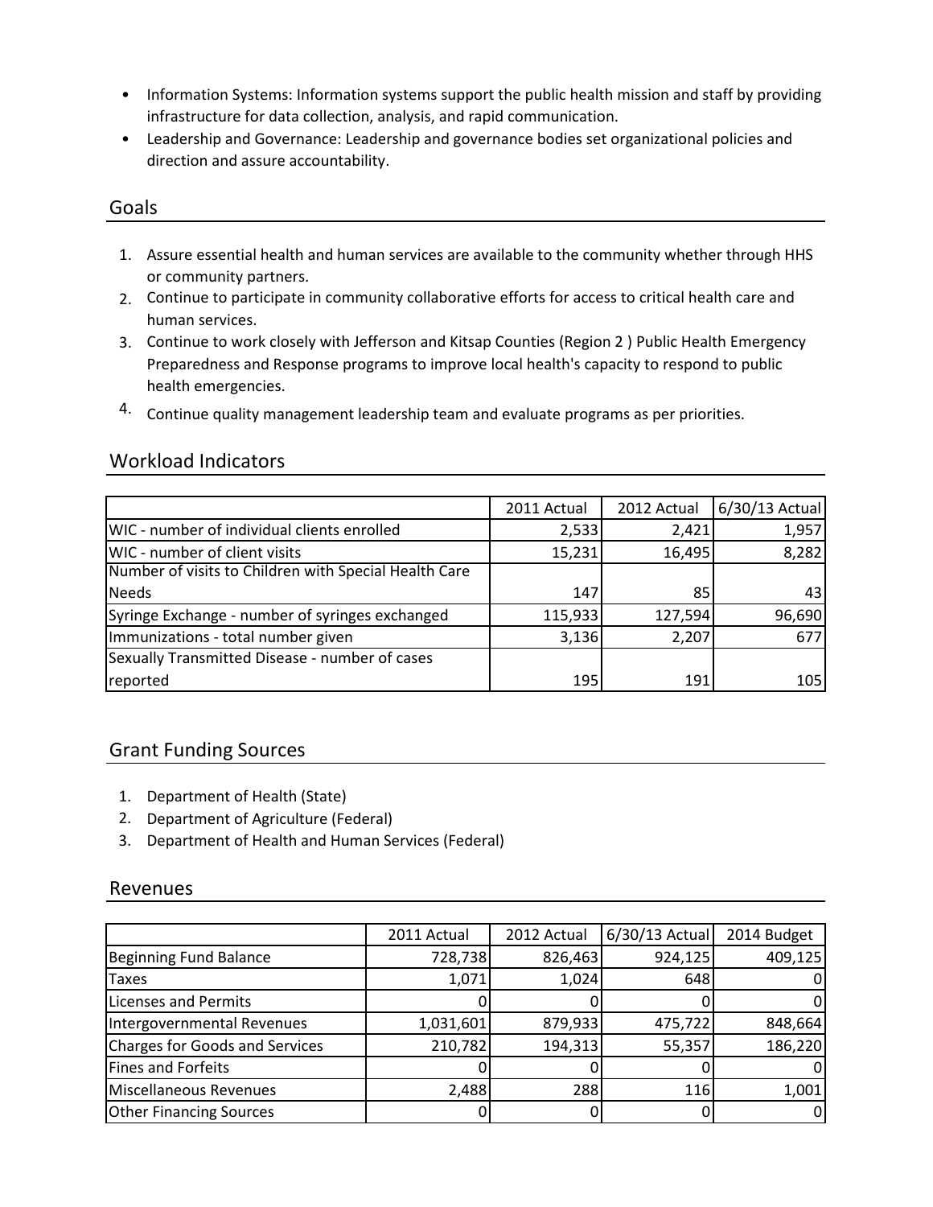- Information Systems: Information systems support the public health mission and staff by providing infrastructure for data collection, analysis, and rapid communication.
- Leadership and Governance: Leadership and governance bodies set organizational policies and direction and assure accountability.

## Goals

1. Assure essential health and human services are available to the community whether through HHS or community partners.
2. Continue to participate in community collaborative efforts for access to critical health care and human services.
3. Continue to work closely with Jefferson and Kitsap Counties (Region 2 ) Public Health Emergency Preparedness and Response programs to improve local health's capacity to respond to public health emergencies.
4. Continue quality management leadership team and evaluate programs as per priorities.

## Workload Indicators

| | 2011 Actual | 2012 Actual | 6/30/13 Actual |
|---|---|---|---|
| WIC - number of individual clients enrolled | 2,533 | 2,421 | 1,957 |
| WIC - number of client visits | 15,231 | 16,495 | 8,282 |
| Number of visits to Children with Special Health Care Needs | 147 | 85 | 43 |
| Syringe Exchange - number of syringes exchanged | 115,933 | 127,594 | 96,690 |
| Immunizations - total number given | 3,136 | 2,207 | 677 |
| Sexually Transmitted Disease - number of cases reported | 195 | 191 | 105 |

## Grant Funding Sources

1. Department of Health (State)
2. Department of Agriculture (Federal)
3. Department of Health and Human Services (Federal)

## Revenues

| | 2011 Actual | 2012 Actual | 6/30/13 Actual | 2014 Budget |
|---|---|---|---|---|
| Beginning Fund Balance | 728,738 | 826,463 | 924,125 | 409,125 |
| Taxes | 1,071 | 1,024 | 648 | 0 |
| Licenses and Permits | 0 | 0 | 0 | 0 |
| Intergovernmental Revenues | 1,031,601 | 879,933 | 475,722 | 848,664 |
| Charges for Goods and Services | 210,782 | 194,313 | 55,357 | 186,220 |
| Fines and Forfeits | 0 | 0 | 0 | 0 |
| Miscellaneous Revenues | 2,488 | 288 | 116 | 1,001 |
| Other Financing Sources | 0 | 0 | 0 | 0 |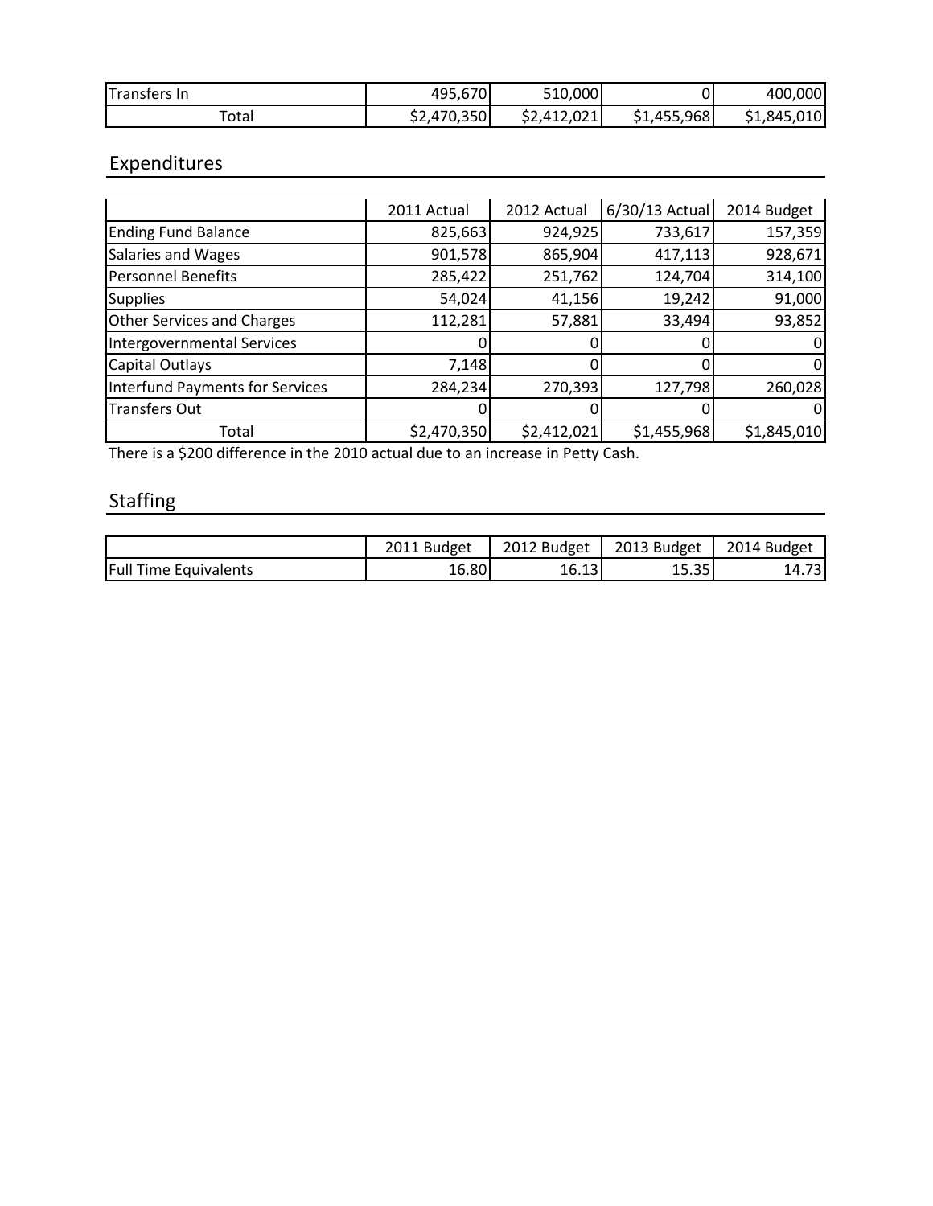| | | | | |
|---|---|---|---|---|
| Transfers In | 495,670 | 510,000 | 0 | 400,000 |
| Total | $2,470,350 | $2,412,021 | $1,455,968 | $1,845,010 |

## Expenditures

| | 2011 Actual | 2012 Actual | 6/30/13 Actual | 2014 Budget |
|---|---|---|---|---|
| Ending Fund Balance | 825,663 | 924,925 | 733,617 | 157,359 |
| Salaries and Wages | 901,578 | 865,904 | 417,113 | 928,671 |
| Personnel Benefits | 285,422 | 251,762 | 124,704 | 314,100 |
| Supplies | 54,024 | 41,156 | 19,242 | 91,000 |
| Other Services and Charges | 112,281 | 57,881 | 33,494 | 93,852 |
| Intergovernmental Services | 0 | 0 | 0 | 0 |
| Capital Outlays | 7,148 | 0 | 0 | 0 |
| Interfund Payments for Services | 284,234 | 270,393 | 127,798 | 260,028 |
| Transfers Out | 0 | 0 | 0 | 0 |
| Total | $2,470,350 | $2,412,021 | $1,455,968 | $1,845,010 |

There is a $200 difference in the 2010 actual due to an increase in Petty Cash.

## Staffing

| | 2011 Budget | 2012 Budget | 2013 Budget | 2014 Budget |
|---|---|---|---|---|
| Full Time Equivalents | 16.80 | 16.13 | 15.35 | 14.73 |